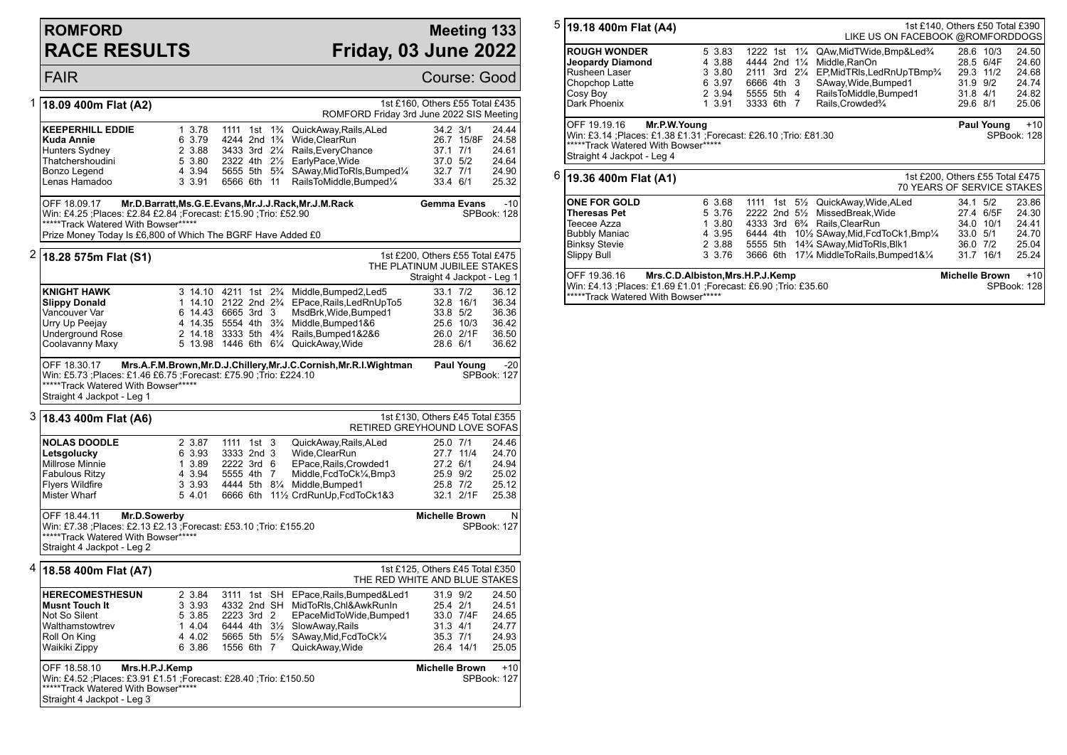# ROMFORD RACE RESULTS

## Meeting 133 Friday, 03 June 2022

FAIR — Course: Good

### 1 — 18.09 400m Flat (A2)

1st £160, Others £55 Total £435
ROMFORD Friday 3rd June 2022 SIS Meeting

| Greyhound | Trap | Sect | Bends | Pos | Dist | Remarks | Wt | SP | Time |
|---|---|---|---|---|---|---|---|---|---|
| KEEPERHILL EDDIE | 1 | 3.78 | 1111 | 1st | 1¾ | QuickAway,Rails,ALed | 34.2 | 3/1 | 24.44 |
| Kuda Annie | 6 | 3.79 | 4244 | 2nd | 1¾ | Wide,ClearRun | 26.7 | 15/8F | 24.58 |
| Hunters Sydney | 2 | 3.88 | 3433 | 3rd | 2¼ | Rails,EveryChance | 37.1 | 7/1 | 24.61 |
| Thatchershoudini | 5 | 3.80 | 2322 | 4th | 2½ | EarlyPace,Wide | 37.0 | 5/2 | 24.64 |
| Bonzo Legend | 4 | 3.94 | 5655 | 5th | 5¾ | SAway,MidToRls,Bumped¼ | 32.7 | 7/1 | 24.90 |
| Lenas Hamadoo | 3 | 3.91 | 6566 | 6th | 11 | RailsToMiddle,Bumped¼ | 33.4 | 6/1 | 25.32 |

OFF 18.09.17 **Mr.D.Barratt,Ms.G.E.Evans,Mr.J.J.Rack,Mr.J.M.Rack** — **Gemma Evans** -10
Win: £4.25 ;Places: £2.84 £2.84 ;Forecast: £15.90 ;Trio: £52.90 — SPBook: 128
*****Track Watered With Bowser*****
Prize Money Today Is £6,800 of Which The BGRF Have Added £0

### 2 — 18.28 575m Flat (S1)

1st £200, Others £55 Total £475
THE PLATINUM JUBILEE STAKES
Straight 4 Jackpot - Leg 1

| Greyhound | Trap | Sect | Bends | Pos | Dist | Remarks | Wt | SP | Time |
|---|---|---|---|---|---|---|---|---|---|
| KNIGHT HAWK | 3 | 14.10 | 4211 | 1st | 2¾ | Middle,Bumped2,Led5 | 33.1 | 7/2 | 36.12 |
| Slippy Donald | 1 | 14.10 | 2122 | 2nd | 2¾ | EPace,Rails,LedRnUpTo5 | 32.8 | 16/1 | 36.34 |
| Vancouver Var | 6 | 14.43 | 6665 | 3rd | 3 | MsdBrk,Wide,Bumped1 | 33.8 | 5/2 | 36.36 |
| Urry Up Peejay | 4 | 14.35 | 5554 | 4th | 3¾ | Middle,Bumped1&6 | 25.6 | 10/3 | 36.42 |
| Underground Rose | 2 | 14.18 | 3333 | 5th | 4¾ | Rails,Bumped1&2&6 | 26.0 | 2/1F | 36.50 |
| Coolavanny Maxy | 5 | 13.98 | 1446 | 6th | 6¼ | QuickAway,Wide | 28.6 | 6/1 | 36.62 |

OFF 18.30.17 **Mrs.A.F.M.Brown,Mr.D.J.Chillery,Mr.J.C.Cornish,Mr.R.I.Wightman** — **Paul Young** -20
Win: £5.73 ;Places: £1.46 £6.75 ;Forecast: £75.90 ;Trio: £224.10 — SPBook: 127
*****Track Watered With Bowser*****
Straight 4 Jackpot - Leg 1

### 3 — 18.43 400m Flat (A6)

1st £130, Others £45 Total £355
RETIRED GREYHOUND LOVE SOFAS

| Greyhound | Trap | Sect | Bends | Pos | Dist | Remarks | Wt | SP | Time |
|---|---|---|---|---|---|---|---|---|---|
| NOLAS DOODLE | 2 | 3.87 | 1111 | 1st | 3 | QuickAway,Rails,ALed | 25.0 | 7/1 | 24.46 |
| Letsgolucky | 6 | 3.93 | 3333 | 2nd | 3 | Wide,ClearRun | 27.7 | 11/4 | 24.70 |
| Millrose Minnie | 1 | 3.89 | 2222 | 3rd | 6 | EPace,Rails,Crowded1 | 27.2 | 6/1 | 24.94 |
| Fabulous Ritzy | 4 | 3.94 | 5555 | 4th | 7 | Middle,FcdToCk¼,Bmp3 | 25.9 | 9/2 | 25.02 |
| Flyers Wildfire | 3 | 3.93 | 4444 | 5th | 8¼ | Middle,Bumped1 | 25.8 | 7/2 | 25.12 |
| Mister Wharf | 5 | 4.01 | 6666 | 6th | 11½ | CrdRunUp,FcdToCk1&3 | 32.1 | 2/1F | 25.38 |

OFF 18.44.11 **Mr.D.Sowerby** — **Michelle Brown** N
Win: £7.38 ;Places: £2.13 £2.13 ;Forecast: £53.10 ;Trio: £155.20 — SPBook: 127
*****Track Watered With Bowser*****
Straight 4 Jackpot - Leg 2

### 4 — 18.58 400m Flat (A7)

1st £125, Others £45 Total £350
THE RED WHITE AND BLUE STAKES

| Greyhound | Trap | Sect | Bends | Pos | Dist | Remarks | Wt | SP | Time |
|---|---|---|---|---|---|---|---|---|---|
| HERECOMESTHESUN | 2 | 3.84 | 3111 | 1st | SH | EPace,Rails,Bumped&Led1 | 31.9 | 9/2 | 24.50 |
| Musnt Touch It | 3 | 3.93 | 4332 | 2nd | SH | MidToRls,Chl&AwkRunIn | 25.4 | 2/1 | 24.51 |
| Not So Silent | 5 | 3.85 | 2223 | 3rd | 2 | EPaceMidToWide,Bumped1 | 33.0 | 7/4F | 24.65 |
| Walthamstowtrev | 1 | 4.04 | 6444 | 4th | 3½ | SlowAway,Rails | 31.3 | 4/1 | 24.77 |
| Roll On King | 4 | 4.02 | 5665 | 5th | 5½ | SAway,Mid,FcdToCk¼ | 35.3 | 7/1 | 24.93 |
| Waikiki Zippy | 6 | 3.86 | 1556 | 6th | 7 | QuickAway,Wide | 26.4 | 14/1 | 25.05 |

OFF 18.58.10 **Mrs.H.P.J.Kemp** — **Michelle Brown** +10
Win: £4.52 ;Places: £3.91 £1.51 ;Forecast: £28.40 ;Trio: £150.50 — SPBook: 127
*****Track Watered With Bowser*****
Straight 4 Jackpot - Leg 3

### 5 — 19.18 400m Flat (A4)

1st £140, Others £50 Total £390
LIKE US ON FACEBOOK @ROMFORDDOGS

| Greyhound | Trap | Sect | Bends | Pos | Dist | Remarks | Wt | SP | Time |
|---|---|---|---|---|---|---|---|---|---|
| ROUGH WONDER | 5 | 3.83 | 1222 | 1st | 1¼ | QAw,MidTWide,Bmp&Led¾ | 28.6 | 10/3 | 24.50 |
| Jeopardy Diamond | 4 | 3.88 | 4444 | 2nd | 1¼ | Middle,RanOn | 28.5 | 6/4F | 24.60 |
| Rusheen Laser | 3 | 3.80 | 2111 | 3rd | 2¼ | EP,MidTRls,LedRnUpTBmp¾ | 29.3 | 11/2 | 24.68 |
| Chopchop Latte | 6 | 3.97 | 6666 | 4th | 3 | SAway,Wide,Bumped1 | 31.9 | 9/2 | 24.74 |
| Cosy Boy | 2 | 3.94 | 5555 | 5th | 4 | RailsToMiddle,Bumped1 | 31.8 | 4/1 | 24.82 |
| Dark Phoenix | 1 | 3.91 | 3333 | 6th | 7 | Rails,Crowded¾ | 29.6 | 8/1 | 25.06 |

OFF 19.19.16 **Mr.P.W.Young** — **Paul Young** +10
Win: £3.14 ;Places: £1.38 £1.31 ;Forecast: £26.10 ;Trio: £81.30 — SPBook: 128
*****Track Watered With Bowser*****
Straight 4 Jackpot - Leg 4

### 6 — 19.36 400m Flat (A1)

1st £200, Others £55 Total £475
70 YEARS OF SERVICE STAKES

| Greyhound | Trap | Sect | Bends | Pos | Dist | Remarks | Wt | SP | Time |
|---|---|---|---|---|---|---|---|---|---|
| ONE FOR GOLD | 6 | 3.68 | 1111 | 1st | 5½ | QuickAway,Wide,ALed | 34.1 | 5/2 | 23.86 |
| Theresas Pet | 5 | 3.76 | 2222 | 2nd | 5½ | MissedBreak,Wide | 27.4 | 6/5F | 24.30 |
| Teecee Azza | 1 | 3.80 | 4333 | 3rd | 6¾ | Rails,ClearRun | 34.0 | 10/1 | 24.41 |
| Bubbly Maniac | 4 | 3.95 | 6444 | 4th | 10½ | SAway,Mid,FcdToCk1,Bmp¼ | 33.0 | 5/1 | 24.70 |
| Binksy Stevie | 2 | 3.88 | 5555 | 5th | 14¾ | SAway,MidToRls,Blk1 | 36.0 | 7/2 | 25.04 |
| Slippy Bull | 3 | 3.76 | 3666 | 6th | 17¼ | MiddleToRails,Bumped1&¼ | 31.7 | 16/1 | 25.24 |

OFF 19.36.16 **Mrs.C.D.Albiston,Mrs.H.P.J.Kemp** — **Michelle Brown** +10
Win: £4.13 ;Places: £1.69 £1.01 ;Forecast: £6.90 ;Trio: £35.60 — SPBook: 128
*****Track Watered With Bowser*****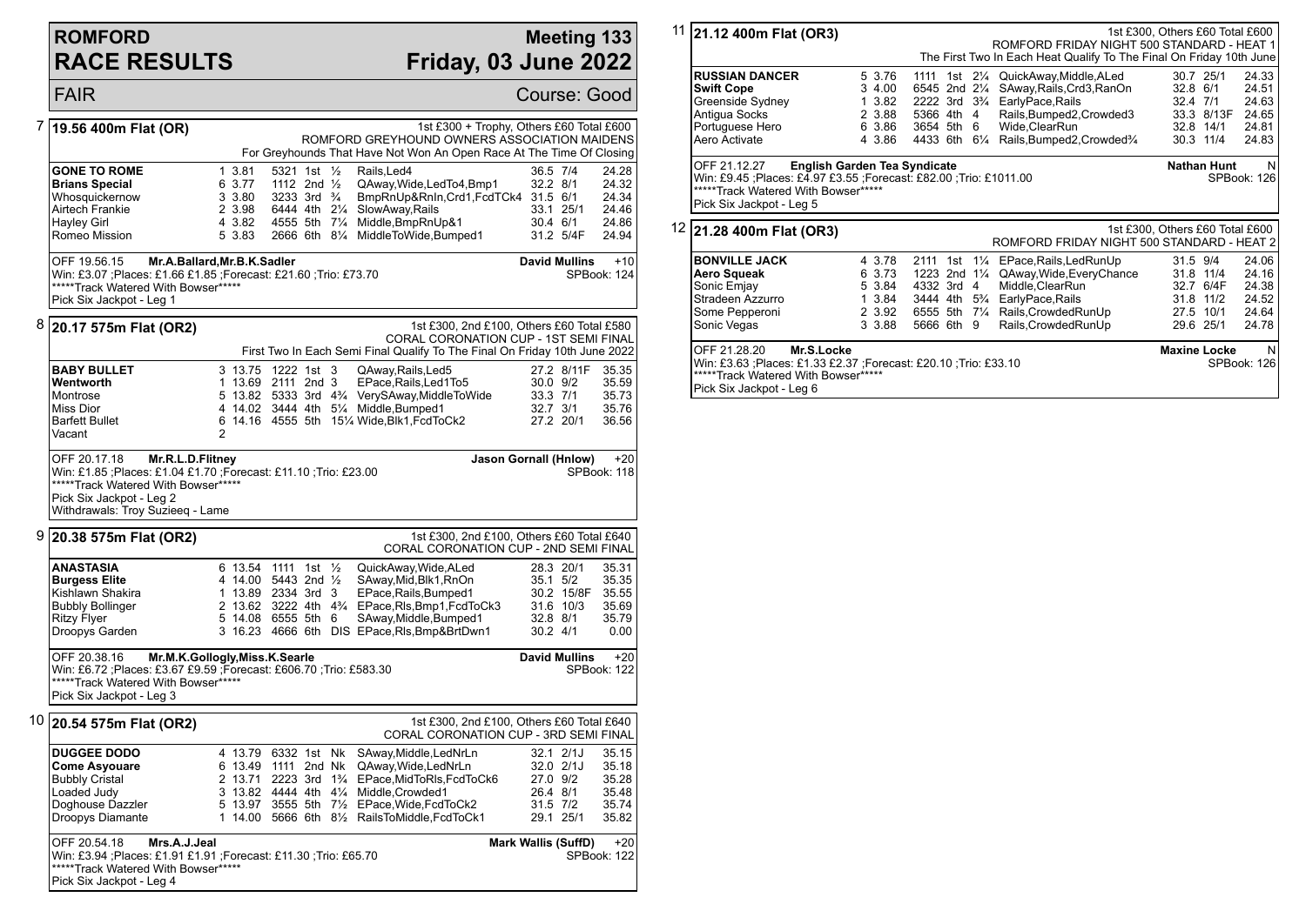# ROMFORD RACE RESULTS

**Meeting 133**
**Friday, 03 June 2022**

FAIR — Course: Good

## 7 — 19.56 400m Flat (OR)

1st £300 + Trophy, Others £60 Total £600
ROMFORD GREYHOUND OWNERS ASSOCIATION MAIDENS
For Greyhounds That Have Not Won An Open Race At The Time Of Closing

| Greyhound | Trap | Split | Sectionals | Pos | Dist | Comment | Weight | SP | Time |
|---|---|---|---|---|---|---|---|---|---|
| **GONE TO ROME** | 1 | 3.81 | 5321 | 1st | ½ | Rails,Led4 | 36.5 | 7/4 | 24.28 |
| **Brians Special** | 6 | 3.77 | 1112 | 2nd | ½ | QAway,Wide,LedTo4,Bmp1 | 32.2 | 8/1 | 24.32 |
| Whosquickernow | 3 | 3.80 | 3233 | 3rd | ¾ | BmpRnUp&RnIn,Crd1,FcdTCk4 | 31.5 | 6/1 | 24.34 |
| Airtech Frankie | 2 | 3.98 | 6444 | 4th | 2¼ | SlowAway,Rails | 33.1 | 25/1 | 24.46 |
| Hayley Girl | 4 | 3.82 | 4555 | 5th | 7¼ | Middle,BmpRnUp&1 | 30.4 | 6/1 | 24.86 |
| Romeo Mission | 5 | 3.83 | 2666 | 6th | 8¼ | MiddleToWide,Bumped1 | 31.2 | 5/4F | 24.94 |

OFF 19.56.15 **Mr.A.Ballard,Mr.B.K.Sadler** — **David Mullins** +10
Win: £3.07 ;Places: £1.66 £1.85 ;Forecast: £21.60 ;Trio: £73.70 — SPBook: 124
*****Track Watered With Bowser*****
Pick Six Jackpot - Leg 1

## 8 — 20.17 575m Flat (OR2)

1st £300, 2nd £100, Others £60 Total £580
CORAL CORONATION CUP - 1ST SEMI FINAL
First Two In Each Semi Final Qualify To The Final On Friday 10th June 2022

| Greyhound | Trap | Split | Sectionals | Pos | Dist | Comment | Weight | SP | Time |
|---|---|---|---|---|---|---|---|---|---|
| **BABY BULLET** | 3 | 13.75 | 1222 | 1st | 3 | QAway,Rails,Led5 | 27.2 | 8/11F | 35.35 |
| **Wentworth** | 1 | 13.69 | 2111 | 2nd | 3 | EPace,Rails,Led1To5 | 30.0 | 9/2 | 35.59 |
| Montrose | 5 | 13.82 | 5333 | 3rd | 4¾ | VerySAway,MiddleToWide | 33.3 | 7/1 | 35.73 |
| Miss Dior | 4 | 14.02 | 3444 | 4th | 5¼ | Middle,Bumped1 | 32.7 | 3/1 | 35.76 |
| Barfett Bullet | 6 | 14.16 | 4555 | 5th | 15¼ | Wide,Blk1,FcdToCk2 | 27.2 | 20/1 | 36.56 |
| Vacant | 2 | | | | | | | | |

OFF 20.17.18 **Mr.R.L.D.Flitney** — **Jason Gornall (Hnlow)** +20
Win: £1.85 ;Places: £1.04 £1.70 ;Forecast: £11.10 ;Trio: £23.00 — SPBook: 118
*****Track Watered With Bowser*****
Pick Six Jackpot - Leg 2
Withdrawals: Troy Suzieeq - Lame

## 9 — 20.38 575m Flat (OR2)

1st £300, 2nd £100, Others £60 Total £640
CORAL CORONATION CUP - 2ND SEMI FINAL

| Greyhound | Trap | Split | Sectionals | Pos | Dist | Comment | Weight | SP | Time |
|---|---|---|---|---|---|---|---|---|---|
| **ANASTASIA** | 6 | 13.54 | 1111 | 1st | ½ | QuickAway,Wide,ALed | 28.3 | 20/1 | 35.31 |
| **Burgess Elite** | 4 | 14.00 | 5443 | 2nd | ½ | SAway,Mid,Blk1,RnOn | 35.1 | 5/2 | 35.35 |
| Kishlawn Shakira | 1 | 13.89 | 2334 | 3rd | 3 | EPace,Rails,Bumped1 | 30.2 | 15/8F | 35.55 |
| Bubbly Bollinger | 2 | 13.62 | 3222 | 4th | 4¾ | EPace,Rls,Bmp1,FcdToCk3 | 31.6 | 10/3 | 35.69 |
| Ritzy Flyer | 5 | 14.08 | 6555 | 5th | 6 | SAway,Middle,Bumped1 | 32.8 | 8/1 | 35.79 |
| Droopys Garden | 3 | 16.23 | 4666 | 6th | DIS | EPace,Rls,Bmp&BrtDwn1 | 30.2 | 4/1 | 0.00 |

OFF 20.38.16 **Mr.M.K.Gollogly,Miss.K.Searle** — **David Mullins** +20
Win: £6.72 ;Places: £3.67 £9.59 ;Forecast: £606.70 ;Trio: £583.30 — SPBook: 122
*****Track Watered With Bowser*****
Pick Six Jackpot - Leg 3

## 10 — 20.54 575m Flat (OR2)

1st £300, 2nd £100, Others £60 Total £640
CORAL CORONATION CUP - 3RD SEMI FINAL

| Greyhound | Trap | Split | Sectionals | Pos | Dist | Comment | Weight | SP | Time |
|---|---|---|---|---|---|---|---|---|---|
| **DUGGEE DODO** | 4 | 13.79 | 6332 | 1st | Nk | SAway,Middle,LedNrLn | 32.1 | 2/1J | 35.15 |
| **Come Asyouare** | 6 | 13.49 | 1111 | 2nd | Nk | QAway,Wide,LedNrLn | 32.0 | 2/1J | 35.18 |
| Bubbly Cristal | 2 | 13.71 | 2223 | 3rd | 1¾ | EPace,MidToRls,FcdToCk6 | 27.0 | 9/2 | 35.28 |
| Loaded Judy | 3 | 13.82 | 4444 | 4th | 4¼ | Middle,Crowded1 | 26.4 | 8/1 | 35.48 |
| Doghouse Dazzler | 5 | 13.97 | 3555 | 5th | 7½ | EPace,Wide,FcdToCk2 | 31.5 | 7/2 | 35.74 |
| Droopys Diamante | 1 | 14.00 | 5666 | 6th | 8½ | RailsToMiddle,FcdToCk1 | 29.1 | 25/1 | 35.82 |

OFF 20.54.18 **Mrs.A.J.Jeal** — **Mark Wallis (SuffD)** +20
Win: £3.94 ;Places: £1.91 £1.91 ;Forecast: £11.30 ;Trio: £65.70 — SPBook: 122
*****Track Watered With Bowser*****
Pick Six Jackpot - Leg 4

## 11 — 21.12 400m Flat (OR3)

1st £300, Others £60 Total £600
ROMFORD FRIDAY NIGHT 500 STANDARD - HEAT 1
The First Two In Each Heat Qualify To The Final On Friday 10th June

| Greyhound | Trap | Split | Sectionals | Pos | Dist | Comment | Weight | SP | Time |
|---|---|---|---|---|---|---|---|---|---|
| **RUSSIAN DANCER** | 5 | 3.76 | 1111 | 1st | 2¼ | QuickAway,Middle,ALed | 30.7 | 25/1 | 24.33 |
| **Swift Cope** | 3 | 4.00 | 6545 | 2nd | 2¼ | SAway,Rails,Crd3,RanOn | 32.8 | 6/1 | 24.51 |
| Greenside Sydney | 1 | 3.82 | 2222 | 3rd | 3¾ | EarlyPace,Rails | 32.4 | 7/1 | 24.63 |
| Antigua Socks | 2 | 3.88 | 5366 | 4th | 4 | Rails,Bumped2,Crowded3 | 33.3 | 8/13F | 24.65 |
| Portuguese Hero | 6 | 3.86 | 3654 | 5th | 6 | Wide,ClearRun | 32.8 | 14/1 | 24.81 |
| Aero Activate | 4 | 3.86 | 4433 | 6th | 6¼ | Rails,Bumped2,Crowded¾ | 30.3 | 11/4 | 24.83 |

OFF 21.12.27 **English Garden Tea Syndicate** — **Nathan Hunt** N
Win: £9.45 ;Places: £4.97 £3.55 ;Forecast: £82.00 ;Trio: £1011.00 — SPBook: 126
*****Track Watered With Bowser*****
Pick Six Jackpot - Leg 5

## 12 — 21.28 400m Flat (OR3)

1st £300, Others £60 Total £600
ROMFORD FRIDAY NIGHT 500 STANDARD - HEAT 2

| Greyhound | Trap | Split | Sectionals | Pos | Dist | Comment | Weight | SP | Time |
|---|---|---|---|---|---|---|---|---|---|
| **BONVILLE JACK** | 4 | 3.78 | 2111 | 1st | 1¼ | EPace,Rails,LedRunUp | 31.5 | 9/4 | 24.06 |
| **Aero Squeak** | 6 | 3.73 | 1223 | 2nd | 1¼ | QAway,Wide,EveryChance | 31.8 | 11/4 | 24.16 |
| Sonic Emjay | 5 | 3.84 | 4332 | 3rd | 4 | Middle,ClearRun | 32.7 | 6/4F | 24.38 |
| Stradeen Azzurro | 1 | 3.84 | 3444 | 4th | 5¾ | EarlyPace,Rails | 31.8 | 11/2 | 24.52 |
| Some Pepperoni | 2 | 3.92 | 6555 | 5th | 7¼ | Rails,CrowdedRunUp | 27.5 | 10/1 | 24.64 |
| Sonic Vegas | 3 | 3.88 | 5666 | 6th | 9 | Rails,CrowdedRunUp | 29.6 | 25/1 | 24.78 |

OFF 21.28.20 **Mr.S.Locke** — **Maxine Locke** N
Win: £3.63 ;Places: £1.33 £2.37 ;Forecast: £20.10 ;Trio: £33.10 — SPBook: 126
*****Track Watered With Bowser*****
Pick Six Jackpot - Leg 6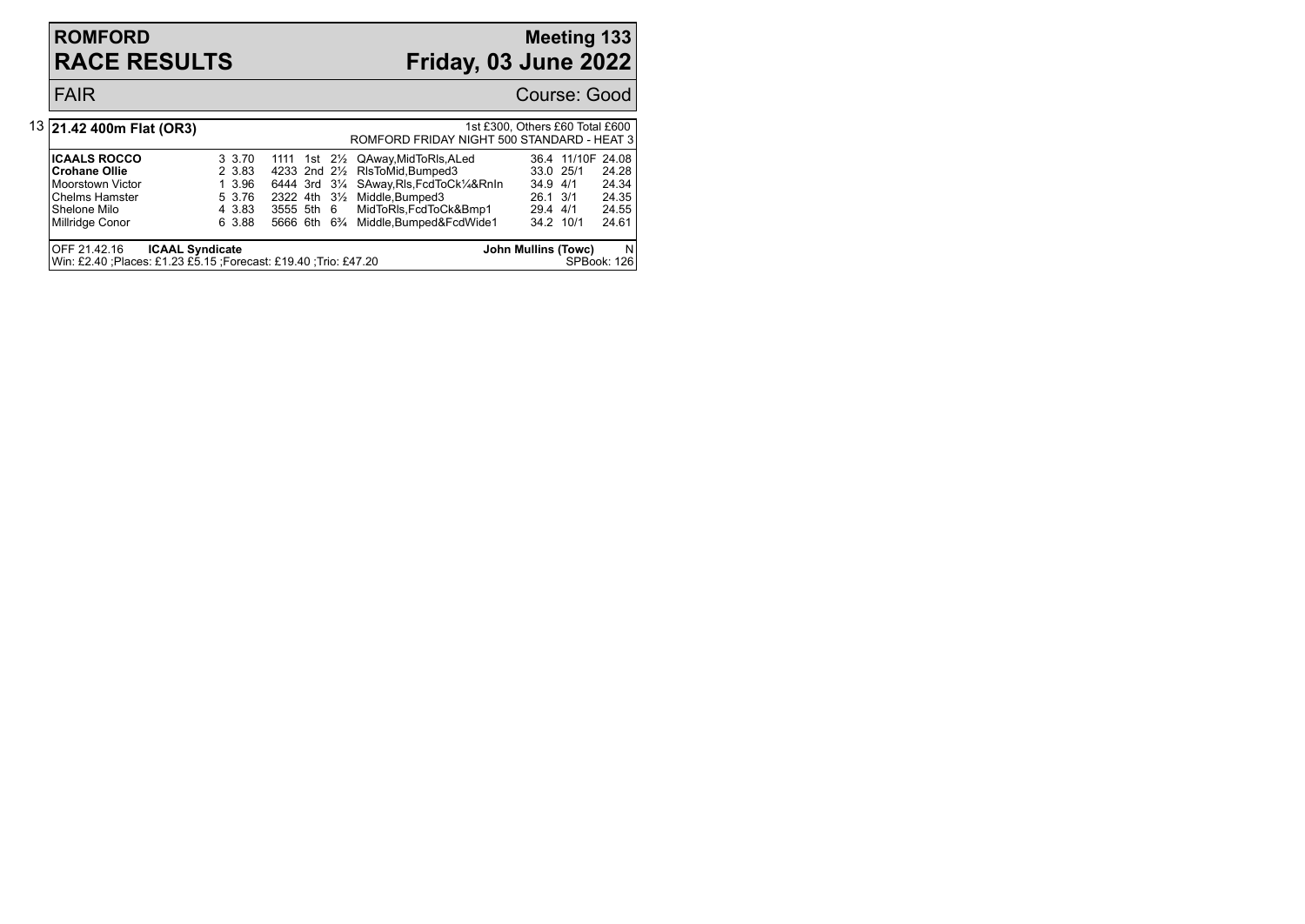# ROMFORD RACE RESULTS

## Meeting 133 Friday, 03 June 2022

FAIR

Course: Good

13 **21.42 400m Flat (OR3)**

1st £300, Others £60 Total £600
ROMFORD FRIDAY NIGHT 500 STANDARD - HEAT 3

| | | | | | | | | | |
|---|---|---|---|---|---|---|---|---|---|
| **ICAALS ROCCO** | 3 | 3.70 | 1111 | 1st | 2½ | QAway,MidToRls,ALed | 36.4 | 11/10F | 24.08 |
| **Crohane Ollie** | 2 | 3.83 | 4233 | 2nd | 2½ | RlsToMid,Bumped3 | 33.0 | 25/1 | 24.28 |
| Moorstown Victor | 1 | 3.96 | 6444 | 3rd | 3¼ | SAway,Rls,FcdToCk¼&RnIn | 34.9 | 4/1 | 24.34 |
| Chelms Hamster | 5 | 3.76 | 2322 | 4th | 3½ | Middle,Bumped3 | 26.1 | 3/1 | 24.35 |
| Shelone Milo | 4 | 3.83 | 3555 | 5th | 6 | MidToRls,FcdToCk&Bmp1 | 29.4 | 4/1 | 24.55 |
| Millridge Conor | 6 | 3.88 | 5666 | 6th | 6¾ | Middle,Bumped&FcdWide1 | 34.2 | 10/1 | 24.61 |

OFF 21.42.16 **ICAAL Syndicate** **John Mullins (Towc)** N

Win: £2.40 ;Places: £1.23 £5.15 ;Forecast: £19.40 ;Trio: £47.20 SPBook: 126